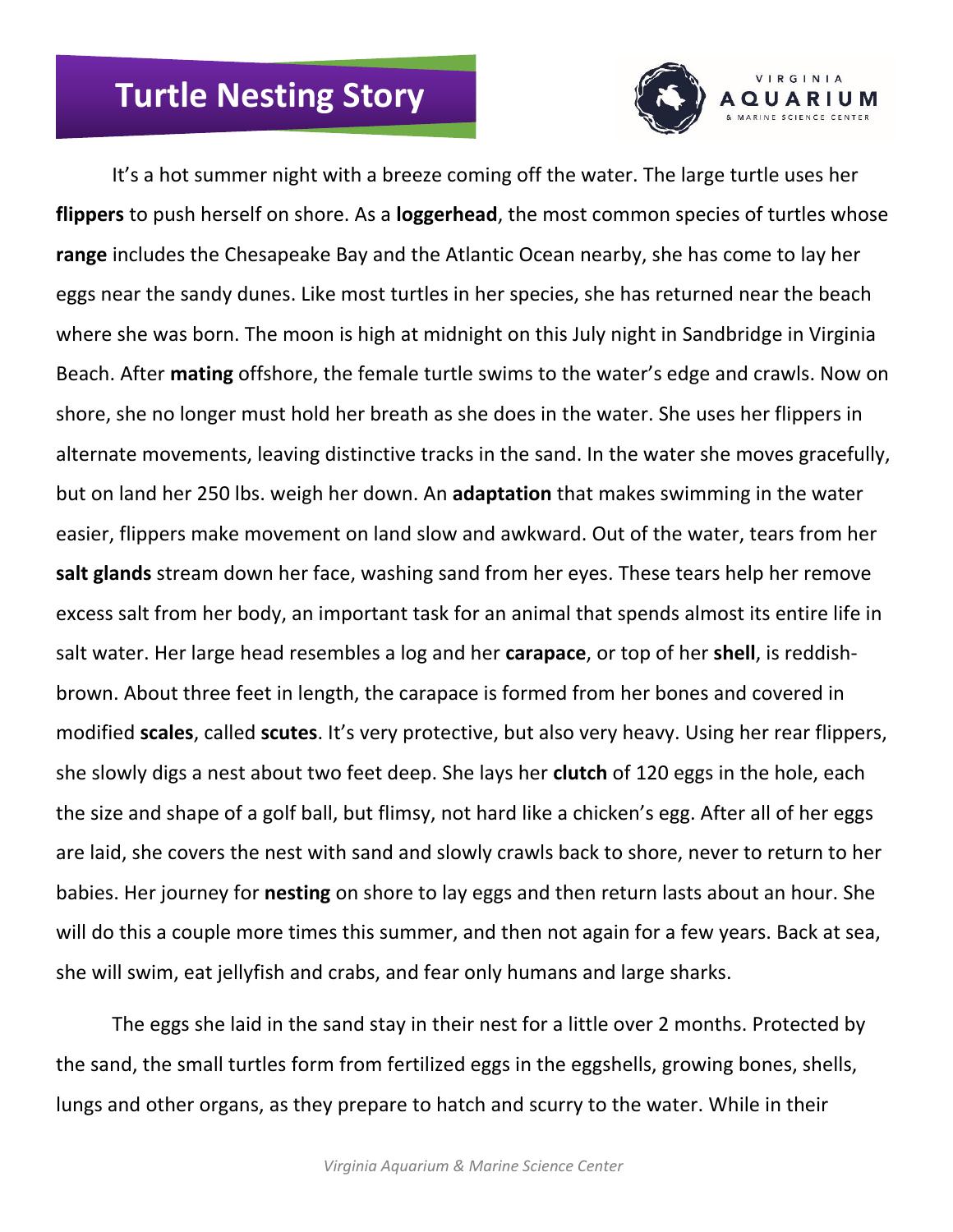# Turtle Nesting Story

It's a hot summer night with a breeze coming off the water. The large turtle uses her **flippers** to push herself on shore. As a **loggerhead**, the most common species of turtles whose **range** includes the Chesapeake Bay and the Atlantic Ocean nearby, she has come to lay her eggs near the sandy dunes. Like most turtles in her species, she has returned near the beach where she was born. The moon is high at midnight on this July night in Sandbridge in Virginia Beach. After **mating** offshore, the female turtle swims to the water's edge and crawls. Now on shore, she no longer must hold her breath as she does in the water. She uses her flippers in alternate movements, leaving distinctive tracks in the sand. In the water she moves gracefully, but on land her 250 lbs. weigh her down. An **adaptation** that makes swimming in the water easier, flippers make movement on land slow and awkward. Out of the water, tears from her **salt glands** stream down her face, washing sand from her eyes. These tears help her remove excess salt from her body, an important task for an animal that spends almost its entire life in salt water. Her large head resembles a log and her **carapace**, or top of her **shell**, is reddish-brown. About three feet in length, the carapace is formed from her bones and covered in modified **scales**, called **scutes**. It's very protective, but also very heavy. Using her rear flippers, she slowly digs a nest about two feet deep. She lays her **clutch** of 120 eggs in the hole, each the size and shape of a golf ball, but flimsy, not hard like a chicken's egg. After all of her eggs are laid, she covers the nest with sand and slowly crawls back to shore, never to return to her babies. Her journey for **nesting** on shore to lay eggs and then return lasts about an hour. She will do this a couple more times this summer, and then not again for a few years. Back at sea, she will swim, eat jellyfish and crabs, and fear only humans and large sharks.

The eggs she laid in the sand stay in their nest for a little over 2 months. Protected by the sand, the small turtles form from fertilized eggs in the eggshells, growing bones, shells, lungs and other organs, as they prepare to hatch and scurry to the water. While in their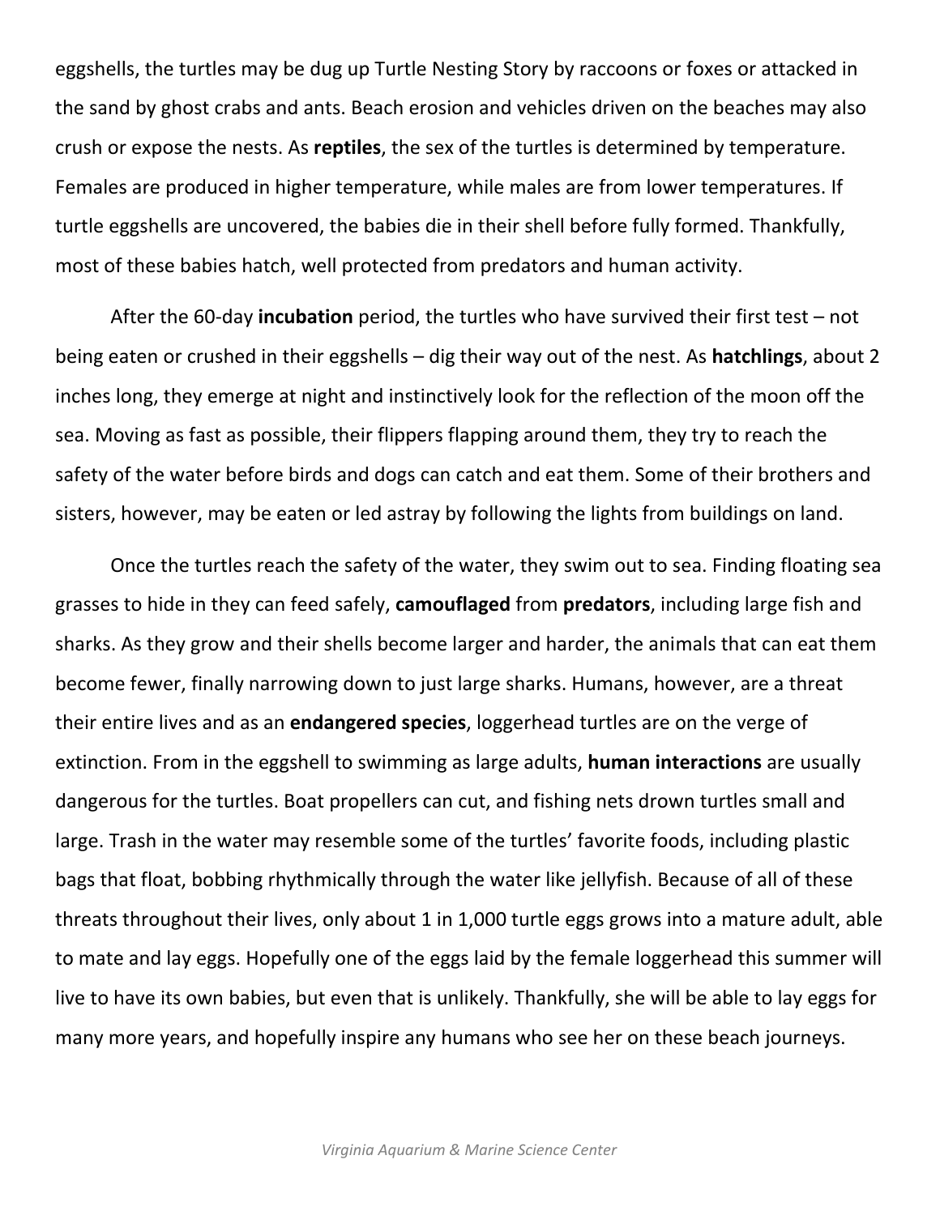eggshells, the turtles may be dug up Turtle Nesting Story by raccoons or foxes or attacked in the sand by ghost crabs and ants. Beach erosion and vehicles driven on the beaches may also crush or expose the nests. As **reptiles**, the sex of the turtles is determined by temperature. Females are produced in higher temperature, while males are from lower temperatures. If turtle eggshells are uncovered, the babies die in their shell before fully formed. Thankfully, most of these babies hatch, well protected from predators and human activity.

After the 60-day **incubation** period, the turtles who have survived their first test – not being eaten or crushed in their eggshells – dig their way out of the nest. As **hatchlings**, about 2 inches long, they emerge at night and instinctively look for the reflection of the moon off the sea. Moving as fast as possible, their flippers flapping around them, they try to reach the safety of the water before birds and dogs can catch and eat them. Some of their brothers and sisters, however, may be eaten or led astray by following the lights from buildings on land.

Once the turtles reach the safety of the water, they swim out to sea. Finding floating sea grasses to hide in they can feed safely, **camouflaged** from **predators**, including large fish and sharks. As they grow and their shells become larger and harder, the animals that can eat them become fewer, finally narrowing down to just large sharks. Humans, however, are a threat their entire lives and as an **endangered species**, loggerhead turtles are on the verge of extinction. From in the eggshell to swimming as large adults, **human interactions** are usually dangerous for the turtles. Boat propellers can cut, and fishing nets drown turtles small and large. Trash in the water may resemble some of the turtles' favorite foods, including plastic bags that float, bobbing rhythmically through the water like jellyfish. Because of all of these threats throughout their lives, only about 1 in 1,000 turtle eggs grows into a mature adult, able to mate and lay eggs. Hopefully one of the eggs laid by the female loggerhead this summer will live to have its own babies, but even that is unlikely. Thankfully, she will be able to lay eggs for many more years, and hopefully inspire any humans who see her on these beach journeys.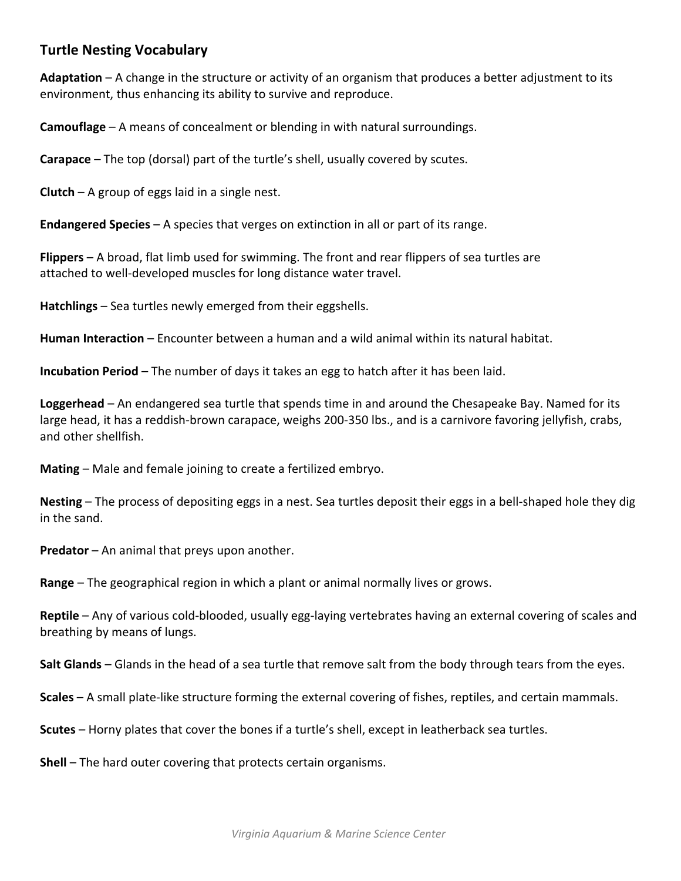## Turtle Nesting Vocabulary

**Adaptation** – A change in the structure or activity of an organism that produces a better adjustment to its environment, thus enhancing its ability to survive and reproduce.

**Camouflage** – A means of concealment or blending in with natural surroundings.

**Carapace** – The top (dorsal) part of the turtle's shell, usually covered by scutes.

**Clutch** – A group of eggs laid in a single nest.

**Endangered Species** – A species that verges on extinction in all or part of its range.

**Flippers** – A broad, flat limb used for swimming. The front and rear flippers of sea turtles are attached to well-developed muscles for long distance water travel.

**Hatchlings** – Sea turtles newly emerged from their eggshells.

**Human Interaction** – Encounter between a human and a wild animal within its natural habitat.

**Incubation Period** – The number of days it takes an egg to hatch after it has been laid.

**Loggerhead** – An endangered sea turtle that spends time in and around the Chesapeake Bay. Named for its large head, it has a reddish-brown carapace, weighs 200-350 lbs., and is a carnivore favoring jellyfish, crabs, and other shellfish.

**Mating** – Male and female joining to create a fertilized embryo.

**Nesting** – The process of depositing eggs in a nest. Sea turtles deposit their eggs in a bell-shaped hole they dig in the sand.

**Predator** – An animal that preys upon another.

**Range** – The geographical region in which a plant or animal normally lives or grows.

**Reptile** – Any of various cold-blooded, usually egg-laying vertebrates having an external covering of scales and breathing by means of lungs.

**Salt Glands** – Glands in the head of a sea turtle that remove salt from the body through tears from the eyes.

**Scales** – A small plate-like structure forming the external covering of fishes, reptiles, and certain mammals.

**Scutes** – Horny plates that cover the bones if a turtle's shell, except in leatherback sea turtles.

**Shell** – The hard outer covering that protects certain organisms.

*Virginia Aquarium & Marine Science Center*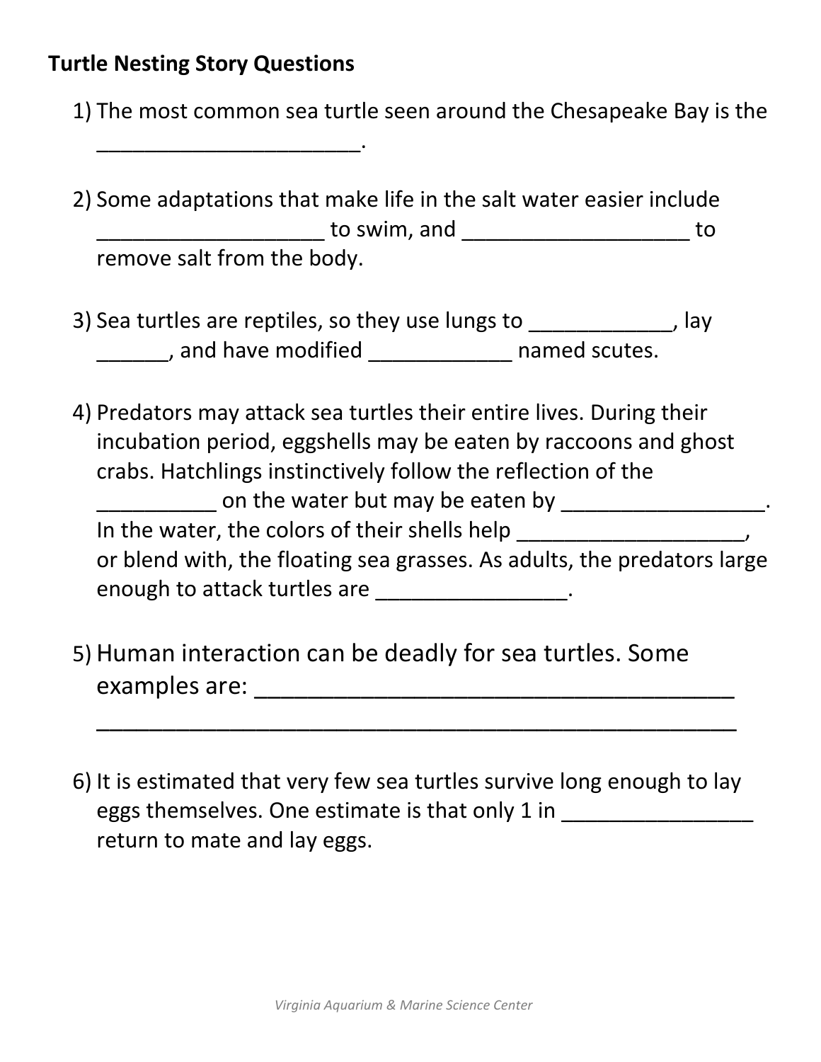**Turtle Nesting Story Questions**

1) The most common sea turtle seen around the Chesapeake Bay is the ______________________.

2) Some adaptations that make life in the salt water easier include ___________________ to swim, and ___________________ to remove salt from the body.

3) Sea turtles are reptiles, so they use lungs to ____________, lay ______, and have modified ____________ named scutes.

4) Predators may attack sea turtles their entire lives. During their incubation period, eggshells may be eaten by raccoons and ghost crabs. Hatchlings instinctively follow the reflection of the __________ on the water but may be eaten by _________________. In the water, the colors of their shells help ___________________, or blend with, the floating sea grasses. As adults, the predators large enough to attack turtles are ________________.

5) Human interaction can be deadly for sea turtles. Some examples are: ________________________________________
_____________________________________________________

6) It is estimated that very few sea turtles survive long enough to lay eggs themselves. One estimate is that only 1 in ________________ return to mate and lay eggs.

*Virginia Aquarium & Marine Science Center*